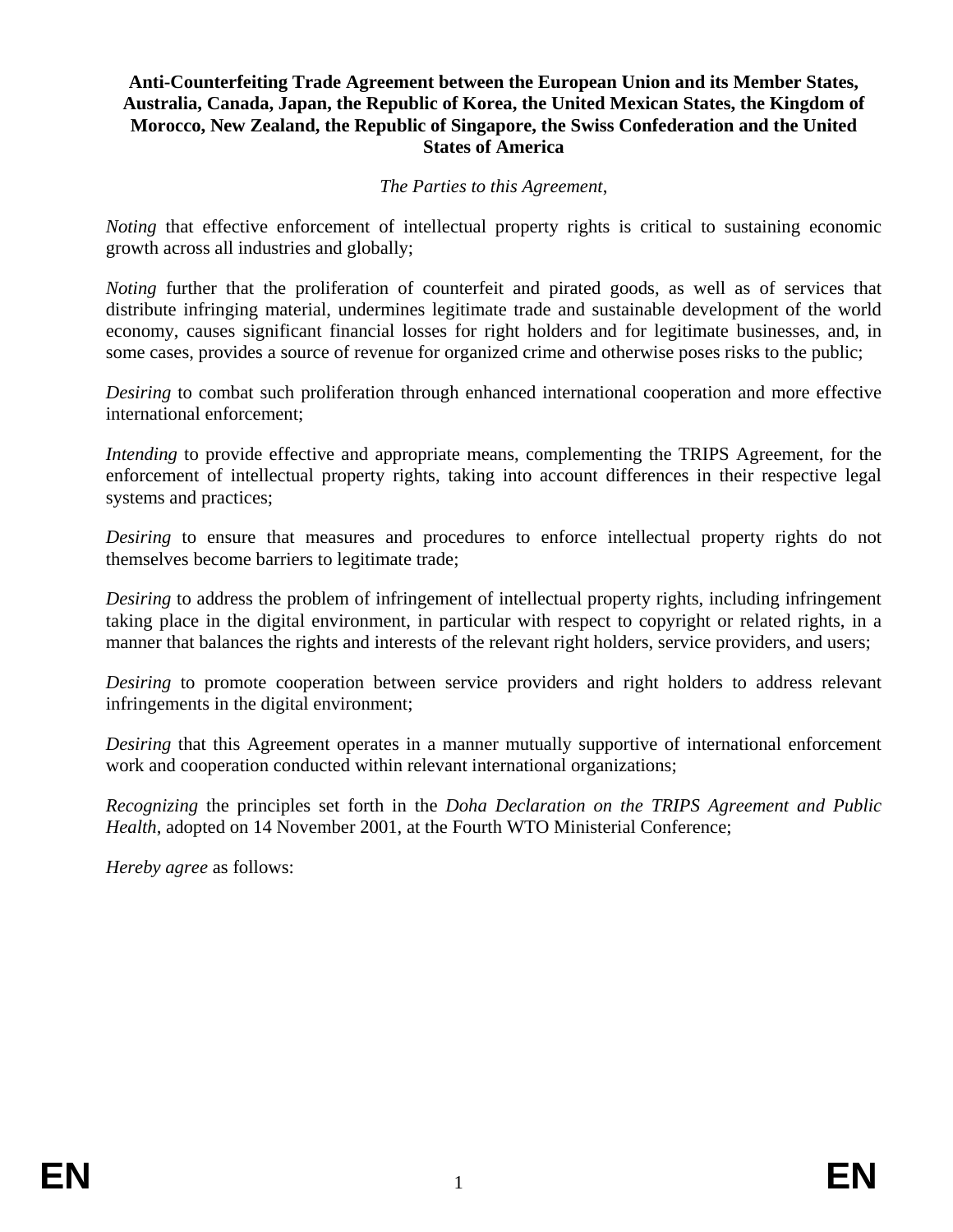**Anti-Counterfeiting Trade Agreement between the European Union and its Member States, Australia, Canada, Japan, the Republic of Korea, the United Mexican States, the Kingdom of Morocco, New Zealand, the Republic of Singapore, the Swiss Confederation and the United States of America**

*The Parties to this Agreement*,

*Noting* that effective enforcement of intellectual property rights is critical to sustaining economic growth across all industries and globally;

*Noting* further that the proliferation of counterfeit and pirated goods, as well as of services that distribute infringing material, undermines legitimate trade and sustainable development of the world economy, causes significant financial losses for right holders and for legitimate businesses, and, in some cases, provides a source of revenue for organized crime and otherwise poses risks to the public;

*Desiring* to combat such proliferation through enhanced international cooperation and more effective international enforcement;

*Intending* to provide effective and appropriate means, complementing the TRIPS Agreement, for the enforcement of intellectual property rights, taking into account differences in their respective legal systems and practices;

*Desiring* to ensure that measures and procedures to enforce intellectual property rights do not themselves become barriers to legitimate trade;

*Desiring* to address the problem of infringement of intellectual property rights, including infringement taking place in the digital environment, in particular with respect to copyright or related rights, in a manner that balances the rights and interests of the relevant right holders, service providers, and users;

*Desiring* to promote cooperation between service providers and right holders to address relevant infringements in the digital environment;

*Desiring* that this Agreement operates in a manner mutually supportive of international enforcement work and cooperation conducted within relevant international organizations;

*Recognizing* the principles set forth in the *Doha Declaration on the TRIPS Agreement and Public Health*, adopted on 14 November 2001, at the Fourth WTO Ministerial Conference;

*Hereby agree* as follows: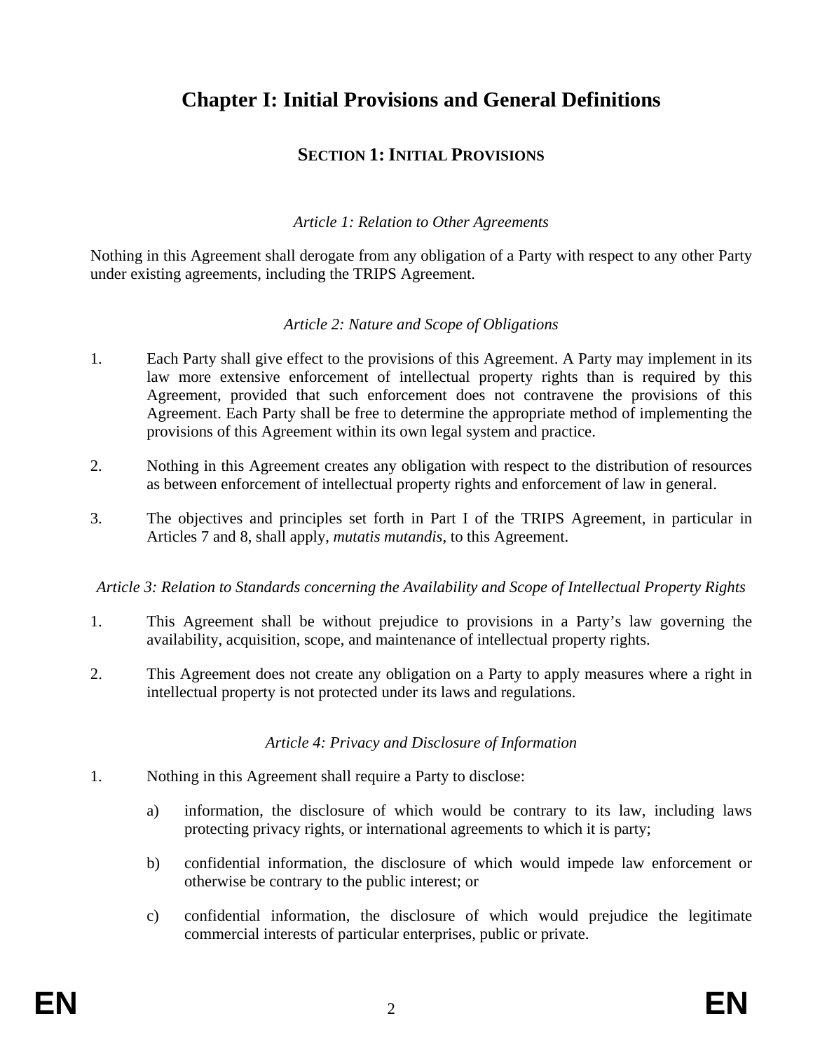# Chapter I: Initial Provisions and General Definitions

## SECTION 1: INITIAL PROVISIONS

*Article 1: Relation to Other Agreements*

Nothing in this Agreement shall derogate from any obligation of a Party with respect to any other Party under existing agreements, including the TRIPS Agreement.

*Article 2: Nature and Scope of Obligations*

1. Each Party shall give effect to the provisions of this Agreement. A Party may implement in its law more extensive enforcement of intellectual property rights than is required by this Agreement, provided that such enforcement does not contravene the provisions of this Agreement. Each Party shall be free to determine the appropriate method of implementing the provisions of this Agreement within its own legal system and practice.

2. Nothing in this Agreement creates any obligation with respect to the distribution of resources as between enforcement of intellectual property rights and enforcement of law in general.

3. The objectives and principles set forth in Part I of the TRIPS Agreement, in particular in Articles 7 and 8, shall apply, *mutatis mutandis*, to this Agreement.

*Article 3: Relation to Standards concerning the Availability and Scope of Intellectual Property Rights*

1. This Agreement shall be without prejudice to provisions in a Party's law governing the availability, acquisition, scope, and maintenance of intellectual property rights.

2. This Agreement does not create any obligation on a Party to apply measures where a right in intellectual property is not protected under its laws and regulations.

*Article 4: Privacy and Disclosure of Information*

1. Nothing in this Agreement shall require a Party to disclose:

   a) information, the disclosure of which would be contrary to its law, including laws protecting privacy rights, or international agreements to which it is party;

   b) confidential information, the disclosure of which would impede law enforcement or otherwise be contrary to the public interest; or

   c) confidential information, the disclosure of which would prejudice the legitimate commercial interests of particular enterprises, public or private.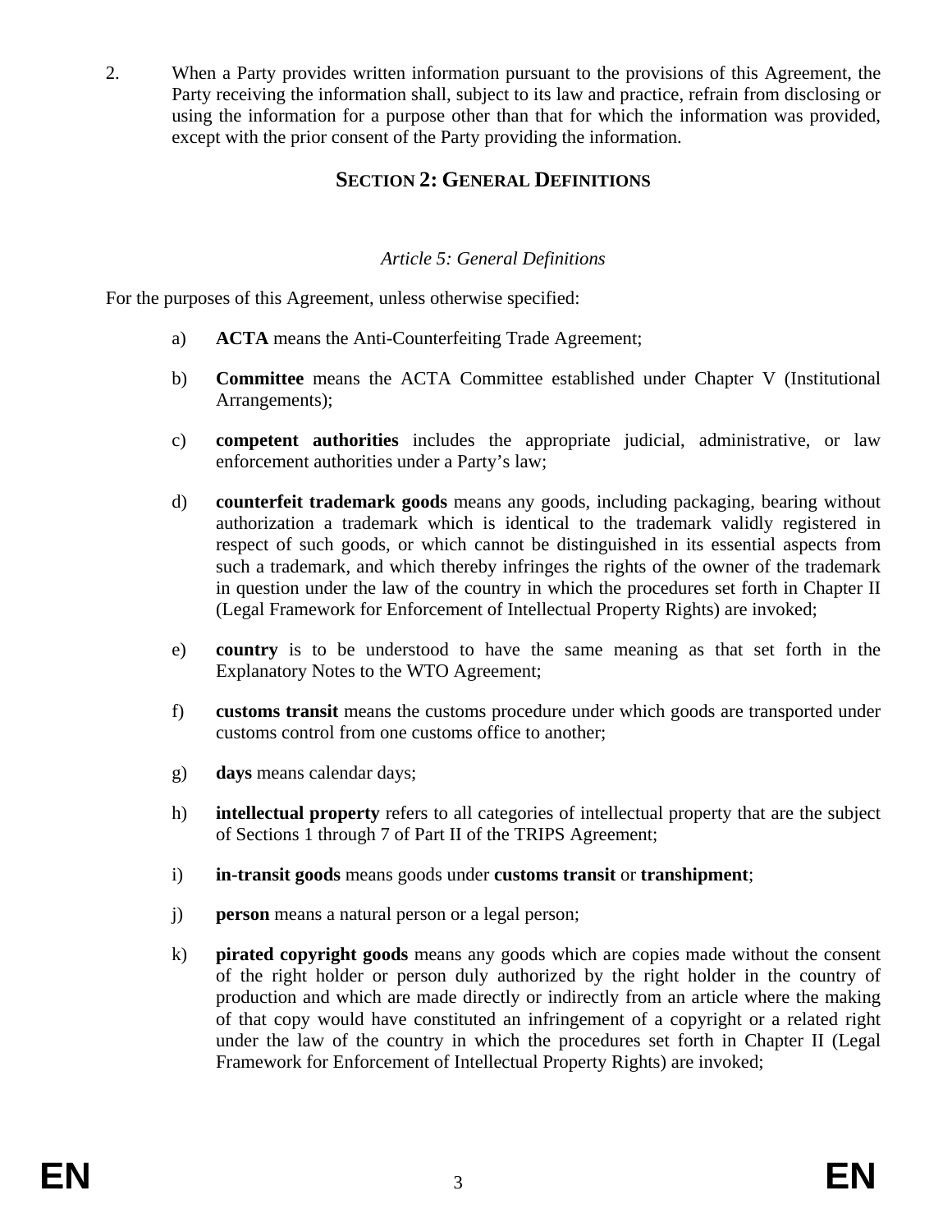2. When a Party provides written information pursuant to the provisions of this Agreement, the Party receiving the information shall, subject to its law and practice, refrain from disclosing or using the information for a purpose other than that for which the information was provided, except with the prior consent of the Party providing the information.

## SECTION 2: GENERAL DEFINITIONS

*Article 5: General Definitions*

For the purposes of this Agreement, unless otherwise specified:

a) **ACTA** means the Anti-Counterfeiting Trade Agreement;

b) **Committee** means the ACTA Committee established under Chapter V (Institutional Arrangements);

c) **competent authorities** includes the appropriate judicial, administrative, or law enforcement authorities under a Party's law;

d) **counterfeit trademark goods** means any goods, including packaging, bearing without authorization a trademark which is identical to the trademark validly registered in respect of such goods, or which cannot be distinguished in its essential aspects from such a trademark, and which thereby infringes the rights of the owner of the trademark in question under the law of the country in which the procedures set forth in Chapter II (Legal Framework for Enforcement of Intellectual Property Rights) are invoked;

e) **country** is to be understood to have the same meaning as that set forth in the Explanatory Notes to the WTO Agreement;

f) **customs transit** means the customs procedure under which goods are transported under customs control from one customs office to another;

g) **days** means calendar days;

h) **intellectual property** refers to all categories of intellectual property that are the subject of Sections 1 through 7 of Part II of the TRIPS Agreement;

i) **in-transit goods** means goods under **customs transit** or **transhipment**;

j) **person** means a natural person or a legal person;

k) **pirated copyright goods** means any goods which are copies made without the consent of the right holder or person duly authorized by the right holder in the country of production and which are made directly or indirectly from an article where the making of that copy would have constituted an infringement of a copyright or a related right under the law of the country in which the procedures set forth in Chapter II (Legal Framework for Enforcement of Intellectual Property Rights) are invoked;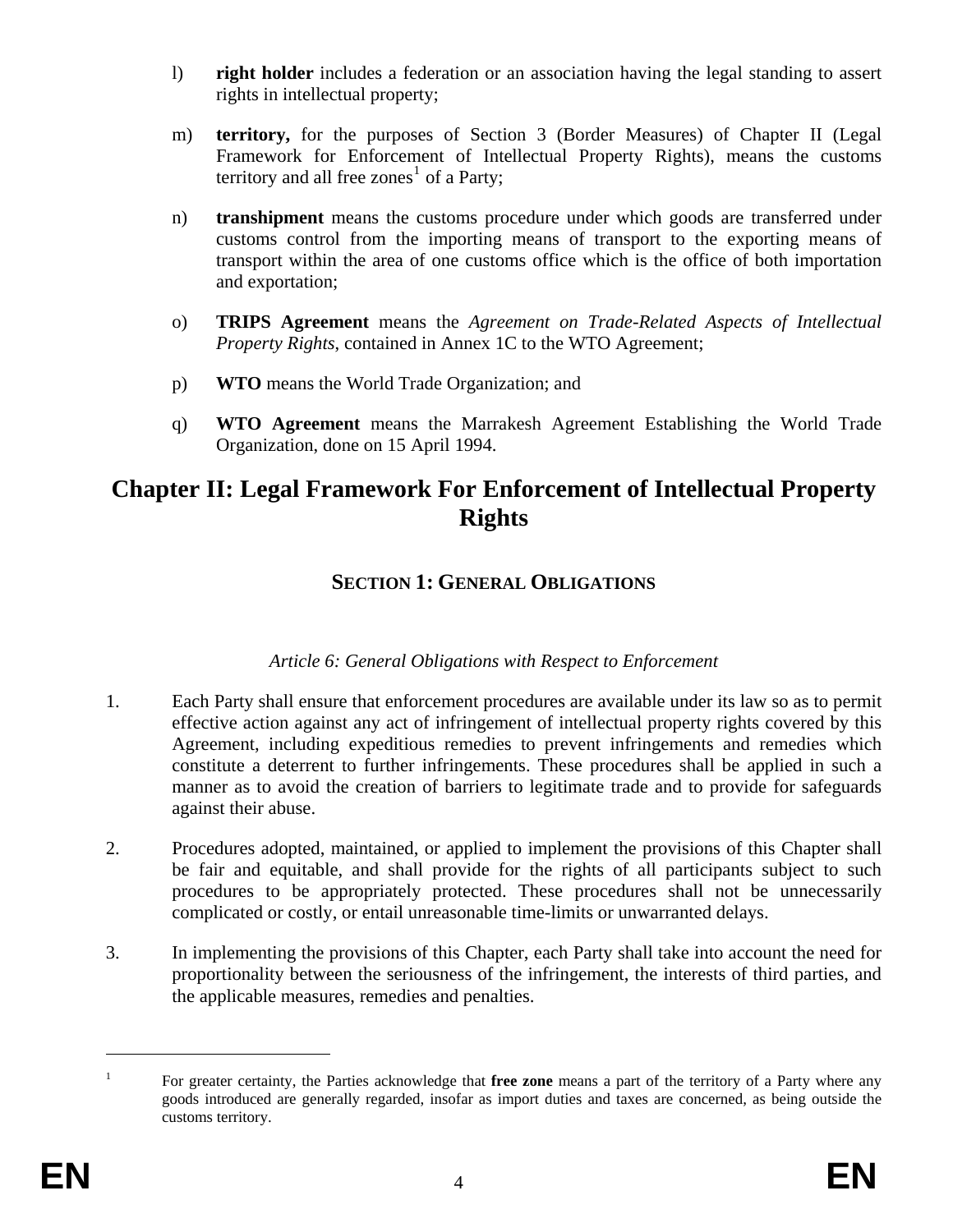l) **right holder** includes a federation or an association having the legal standing to assert rights in intellectual property;

m) **territory,** for the purposes of Section 3 (Border Measures) of Chapter II (Legal Framework for Enforcement of Intellectual Property Rights), means the customs territory and all free zones[1] of a Party;

n) **transhipment** means the customs procedure under which goods are transferred under customs control from the importing means of transport to the exporting means of transport within the area of one customs office which is the office of both importation and exportation;

o) **TRIPS Agreement** means the *Agreement on Trade-Related Aspects of Intellectual Property Rights*, contained in Annex 1C to the WTO Agreement;

p) **WTO** means the World Trade Organization; and

q) **WTO Agreement** means the Marrakesh Agreement Establishing the World Trade Organization, done on 15 April 1994.

# Chapter II: Legal Framework For Enforcement of Intellectual Property Rights

## SECTION 1: GENERAL OBLIGATIONS

*Article 6: General Obligations with Respect to Enforcement*

1. Each Party shall ensure that enforcement procedures are available under its law so as to permit effective action against any act of infringement of intellectual property rights covered by this Agreement, including expeditious remedies to prevent infringements and remedies which constitute a deterrent to further infringements. These procedures shall be applied in such a manner as to avoid the creation of barriers to legitimate trade and to provide for safeguards against their abuse.

2. Procedures adopted, maintained, or applied to implement the provisions of this Chapter shall be fair and equitable, and shall provide for the rights of all participants subject to such procedures to be appropriately protected. These procedures shall not be unnecessarily complicated or costly, or entail unreasonable time-limits or unwarranted delays.

3. In implementing the provisions of this Chapter, each Party shall take into account the need for proportionality between the seriousness of the infringement, the interests of third parties, and the applicable measures, remedies and penalties.

---

[1] For greater certainty, the Parties acknowledge that **free zone** means a part of the territory of a Party where any goods introduced are generally regarded, insofar as import duties and taxes are concerned, as being outside the customs territory.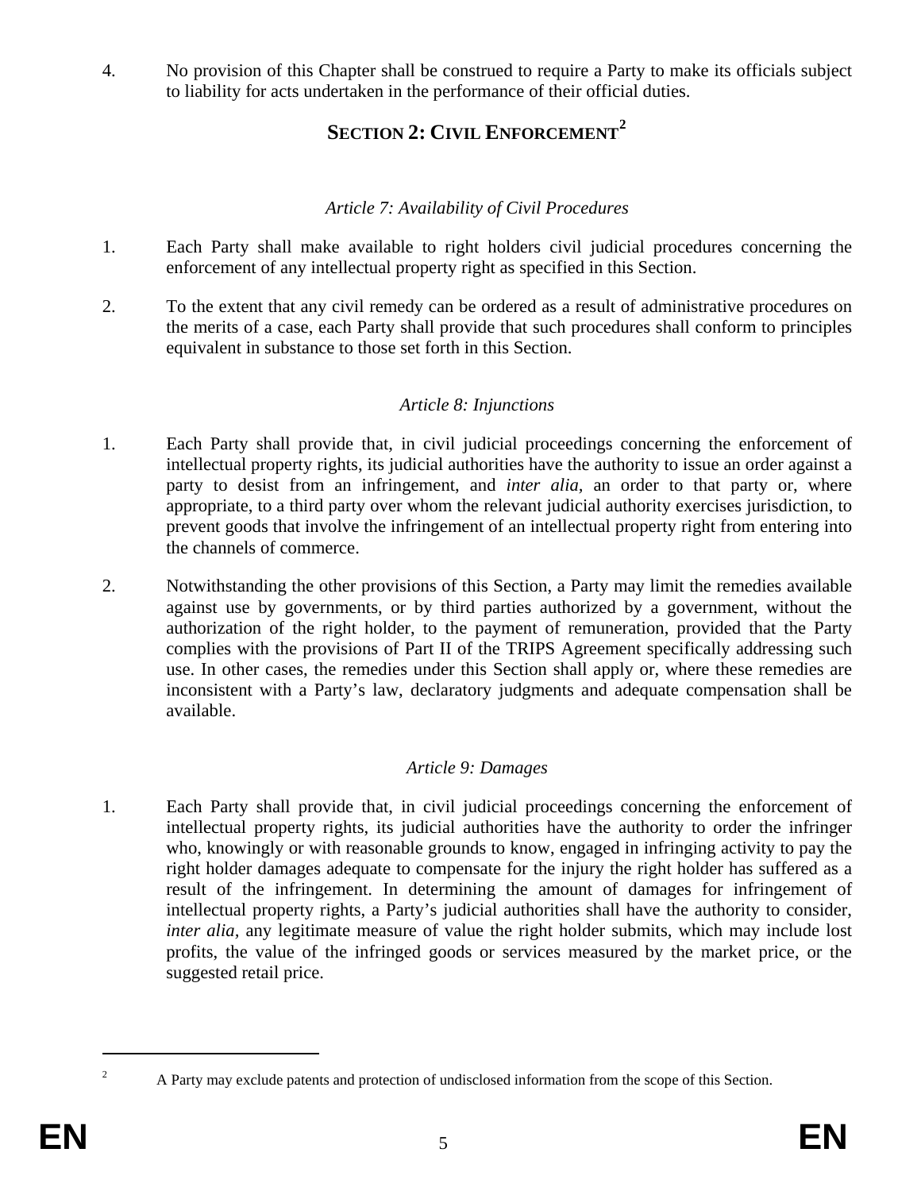4. No provision of this Chapter shall be construed to require a Party to make its officials subject to liability for acts undertaken in the performance of their official duties.

## SECTION 2: CIVIL ENFORCEMENT[2]

### *Article 7: Availability of Civil Procedures*

1. Each Party shall make available to right holders civil judicial procedures concerning the enforcement of any intellectual property right as specified in this Section.

2. To the extent that any civil remedy can be ordered as a result of administrative procedures on the merits of a case, each Party shall provide that such procedures shall conform to principles equivalent in substance to those set forth in this Section.

### *Article 8: Injunctions*

1. Each Party shall provide that, in civil judicial proceedings concerning the enforcement of intellectual property rights, its judicial authorities have the authority to issue an order against a party to desist from an infringement, and *inter alia*, an order to that party or, where appropriate, to a third party over whom the relevant judicial authority exercises jurisdiction, to prevent goods that involve the infringement of an intellectual property right from entering into the channels of commerce.

2. Notwithstanding the other provisions of this Section, a Party may limit the remedies available against use by governments, or by third parties authorized by a government, without the authorization of the right holder, to the payment of remuneration, provided that the Party complies with the provisions of Part II of the TRIPS Agreement specifically addressing such use. In other cases, the remedies under this Section shall apply or, where these remedies are inconsistent with a Party's law, declaratory judgments and adequate compensation shall be available.

### *Article 9: Damages*

1. Each Party shall provide that, in civil judicial proceedings concerning the enforcement of intellectual property rights, its judicial authorities have the authority to order the infringer who, knowingly or with reasonable grounds to know, engaged in infringing activity to pay the right holder damages adequate to compensate for the injury the right holder has suffered as a result of the infringement. In determining the amount of damages for infringement of intellectual property rights, a Party's judicial authorities shall have the authority to consider, *inter alia*, any legitimate measure of value the right holder submits, which may include lost profits, the value of the infringed goods or services measured by the market price, or the suggested retail price.

---

[2] A Party may exclude patents and protection of undisclosed information from the scope of this Section.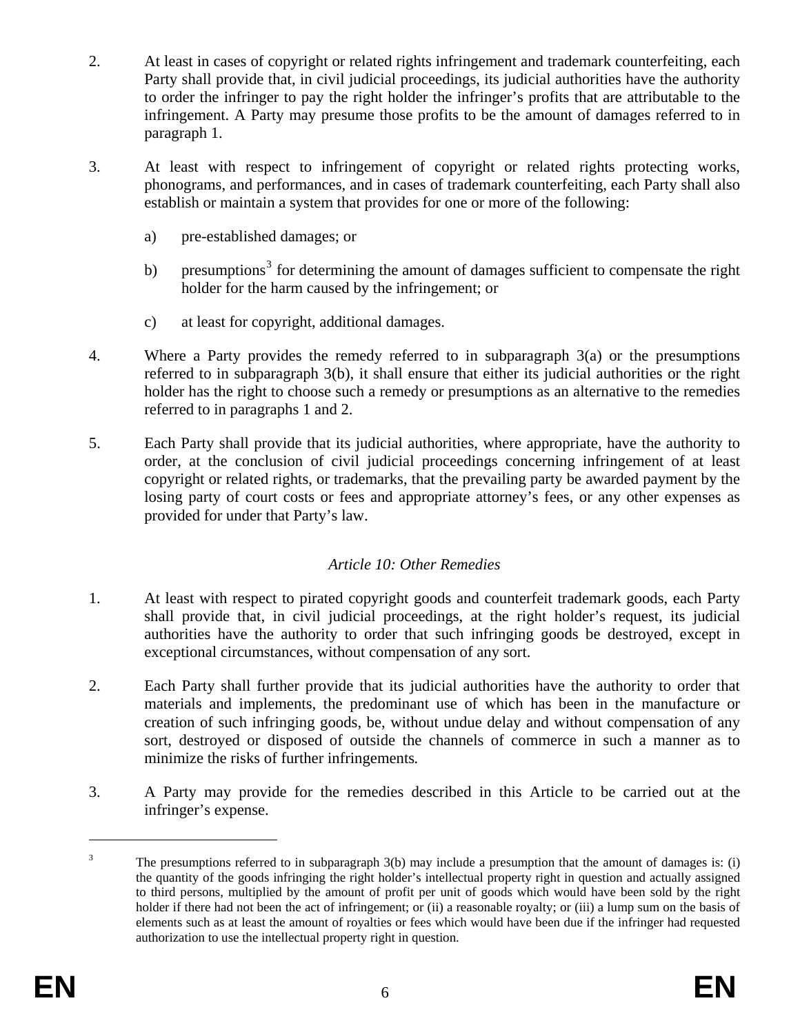2. At least in cases of copyright or related rights infringement and trademark counterfeiting, each Party shall provide that, in civil judicial proceedings, its judicial authorities have the authority to order the infringer to pay the right holder the infringer's profits that are attributable to the infringement. A Party may presume those profits to be the amount of damages referred to in paragraph 1.

3. At least with respect to infringement of copyright or related rights protecting works, phonograms, and performances, and in cases of trademark counterfeiting, each Party shall also establish or maintain a system that provides for one or more of the following:

   a) pre-established damages; or

   b) presumptions[3] for determining the amount of damages sufficient to compensate the right holder for the harm caused by the infringement; or

   c) at least for copyright, additional damages.

4. Where a Party provides the remedy referred to in subparagraph 3(a) or the presumptions referred to in subparagraph 3(b), it shall ensure that either its judicial authorities or the right holder has the right to choose such a remedy or presumptions as an alternative to the remedies referred to in paragraphs 1 and 2.

5. Each Party shall provide that its judicial authorities, where appropriate, have the authority to order, at the conclusion of civil judicial proceedings concerning infringement of at least copyright or related rights, or trademarks, that the prevailing party be awarded payment by the losing party of court costs or fees and appropriate attorney's fees, or any other expenses as provided for under that Party's law.

*Article 10: Other Remedies*

1. At least with respect to pirated copyright goods and counterfeit trademark goods, each Party shall provide that, in civil judicial proceedings, at the right holder's request, its judicial authorities have the authority to order that such infringing goods be destroyed, except in exceptional circumstances, without compensation of any sort.

2. Each Party shall further provide that its judicial authorities have the authority to order that materials and implements, the predominant use of which has been in the manufacture or creation of such infringing goods, be, without undue delay and without compensation of any sort, destroyed or disposed of outside the channels of commerce in such a manner as to minimize the risks of further infringements*.*

3. A Party may provide for the remedies described in this Article to be carried out at the infringer's expense.

---

[3] The presumptions referred to in subparagraph 3(b) may include a presumption that the amount of damages is: (i) the quantity of the goods infringing the right holder's intellectual property right in question and actually assigned to third persons, multiplied by the amount of profit per unit of goods which would have been sold by the right holder if there had not been the act of infringement; or (ii) a reasonable royalty; or (iii) a lump sum on the basis of elements such as at least the amount of royalties or fees which would have been due if the infringer had requested authorization to use the intellectual property right in question.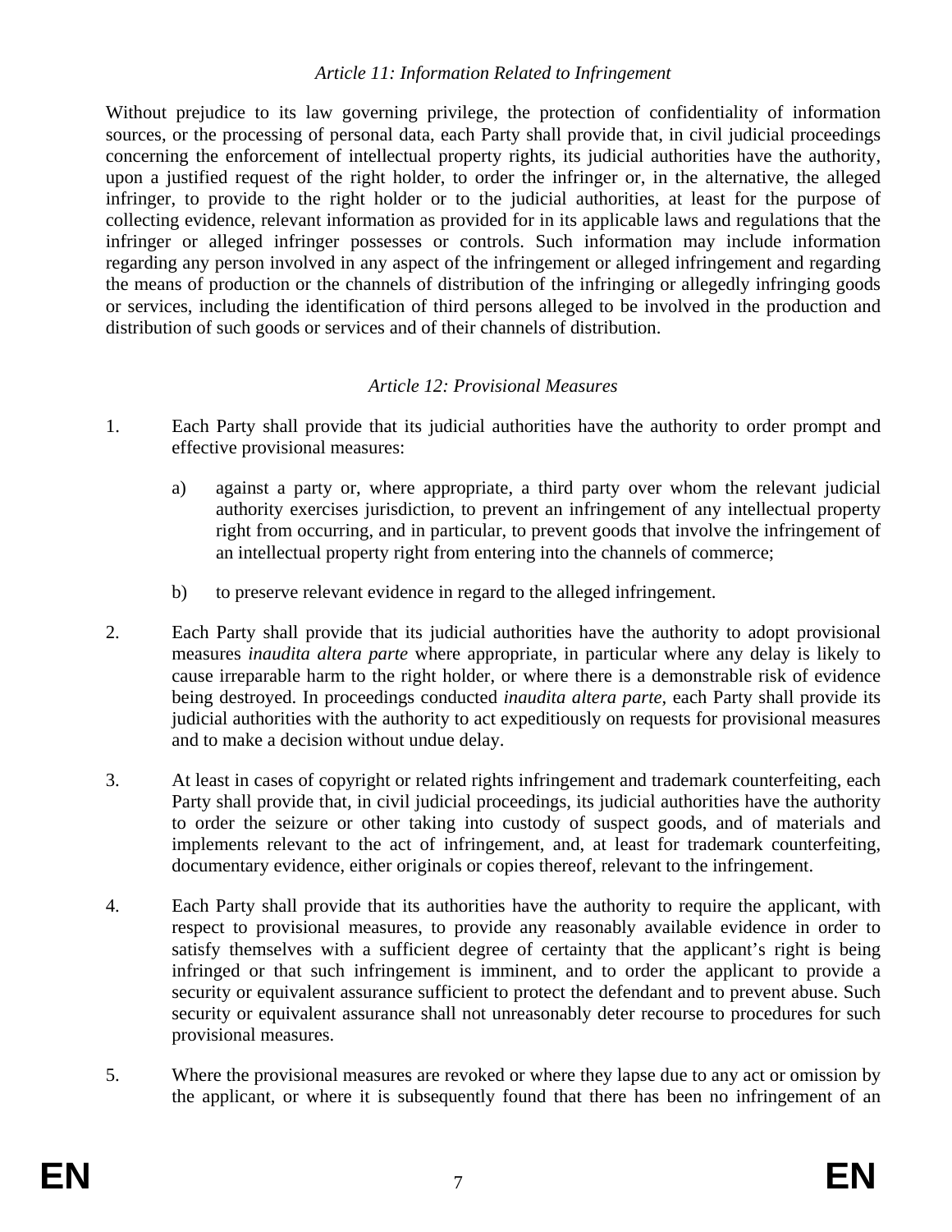*Article 11: Information Related to Infringement*

Without prejudice to its law governing privilege, the protection of confidentiality of information sources, or the processing of personal data, each Party shall provide that, in civil judicial proceedings concerning the enforcement of intellectual property rights, its judicial authorities have the authority, upon a justified request of the right holder, to order the infringer or, in the alternative, the alleged infringer, to provide to the right holder or to the judicial authorities, at least for the purpose of collecting evidence, relevant information as provided for in its applicable laws and regulations that the infringer or alleged infringer possesses or controls. Such information may include information regarding any person involved in any aspect of the infringement or alleged infringement and regarding the means of production or the channels of distribution of the infringing or allegedly infringing goods or services, including the identification of third persons alleged to be involved in the production and distribution of such goods or services and of their channels of distribution.

*Article 12: Provisional Measures*

1. Each Party shall provide that its judicial authorities have the authority to order prompt and effective provisional measures:

   a) against a party or, where appropriate, a third party over whom the relevant judicial authority exercises jurisdiction, to prevent an infringement of any intellectual property right from occurring, and in particular, to prevent goods that involve the infringement of an intellectual property right from entering into the channels of commerce;

   b) to preserve relevant evidence in regard to the alleged infringement.

2. Each Party shall provide that its judicial authorities have the authority to adopt provisional measures *inaudita altera parte* where appropriate, in particular where any delay is likely to cause irreparable harm to the right holder, or where there is a demonstrable risk of evidence being destroyed. In proceedings conducted *inaudita altera parte*, each Party shall provide its judicial authorities with the authority to act expeditiously on requests for provisional measures and to make a decision without undue delay.

3. At least in cases of copyright or related rights infringement and trademark counterfeiting, each Party shall provide that, in civil judicial proceedings, its judicial authorities have the authority to order the seizure or other taking into custody of suspect goods, and of materials and implements relevant to the act of infringement, and, at least for trademark counterfeiting, documentary evidence, either originals or copies thereof, relevant to the infringement.

4. Each Party shall provide that its authorities have the authority to require the applicant, with respect to provisional measures, to provide any reasonably available evidence in order to satisfy themselves with a sufficient degree of certainty that the applicant's right is being infringed or that such infringement is imminent, and to order the applicant to provide a security or equivalent assurance sufficient to protect the defendant and to prevent abuse. Such security or equivalent assurance shall not unreasonably deter recourse to procedures for such provisional measures.

5. Where the provisional measures are revoked or where they lapse due to any act or omission by the applicant, or where it is subsequently found that there has been no infringement of an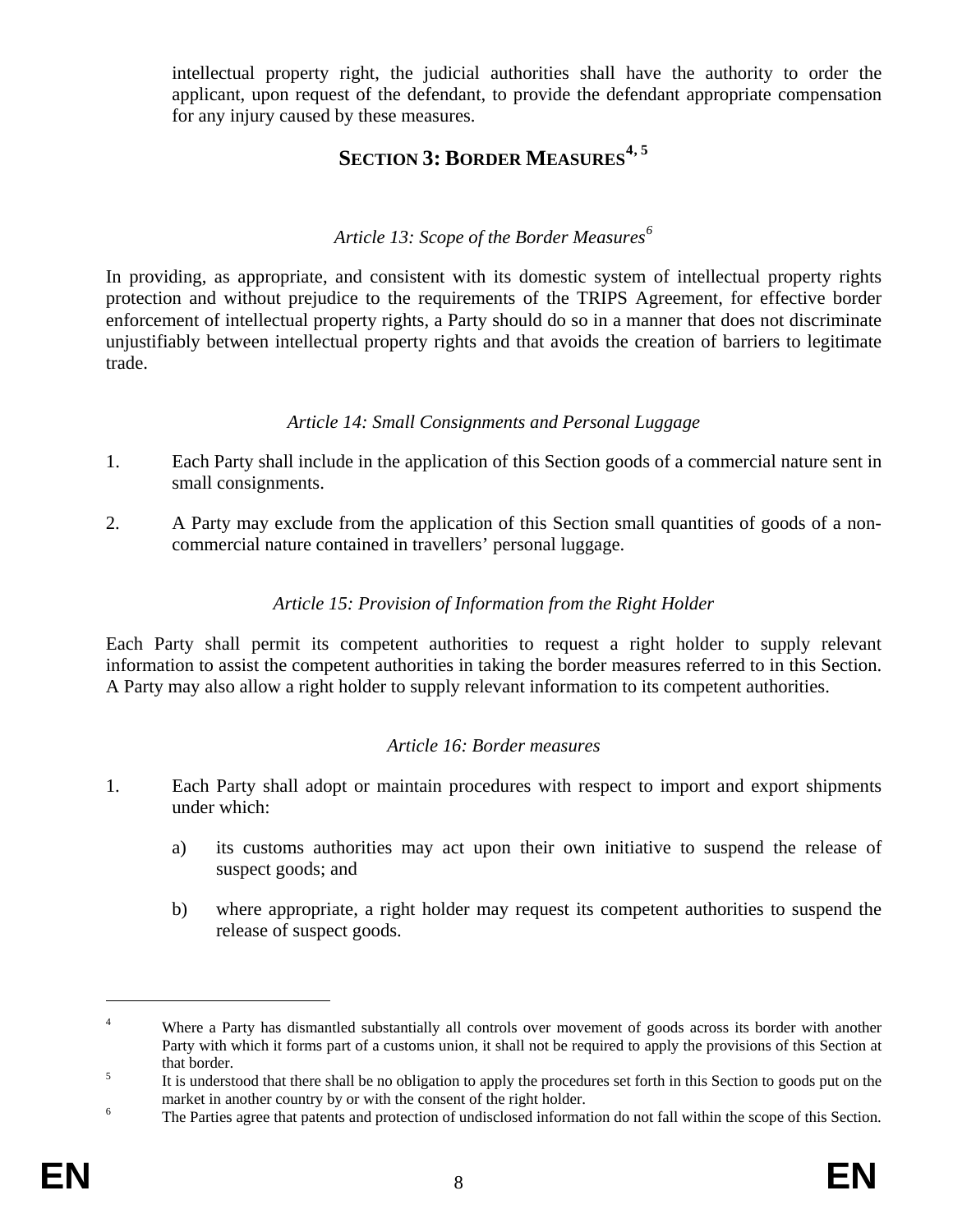intellectual property right, the judicial authorities shall have the authority to order the applicant, upon request of the defendant, to provide the defendant appropriate compensation for any injury caused by these measures.

## SECTION 3: BORDER MEASURES[4, 5]

### *Article 13: Scope of the Border Measures*[6]

In providing, as appropriate, and consistent with its domestic system of intellectual property rights protection and without prejudice to the requirements of the TRIPS Agreement, for effective border enforcement of intellectual property rights, a Party should do so in a manner that does not discriminate unjustifiably between intellectual property rights and that avoids the creation of barriers to legitimate trade.

### *Article 14: Small Consignments and Personal Luggage*

1. Each Party shall include in the application of this Section goods of a commercial nature sent in small consignments.

2. A Party may exclude from the application of this Section small quantities of goods of a non-commercial nature contained in travellers' personal luggage.

### *Article 15: Provision of Information from the Right Holder*

Each Party shall permit its competent authorities to request a right holder to supply relevant information to assist the competent authorities in taking the border measures referred to in this Section. A Party may also allow a right holder to supply relevant information to its competent authorities.

### *Article 16: Border measures*

1. Each Party shall adopt or maintain procedures with respect to import and export shipments under which:

    a) its customs authorities may act upon their own initiative to suspend the release of suspect goods; and

    b) where appropriate, a right holder may request its competent authorities to suspend the release of suspect goods.

---

[4] Where a Party has dismantled substantially all controls over movement of goods across its border with another Party with which it forms part of a customs union, it shall not be required to apply the provisions of this Section at that border.

[5] It is understood that there shall be no obligation to apply the procedures set forth in this Section to goods put on the market in another country by or with the consent of the right holder.

[6] The Parties agree that patents and protection of undisclosed information do not fall within the scope of this Section.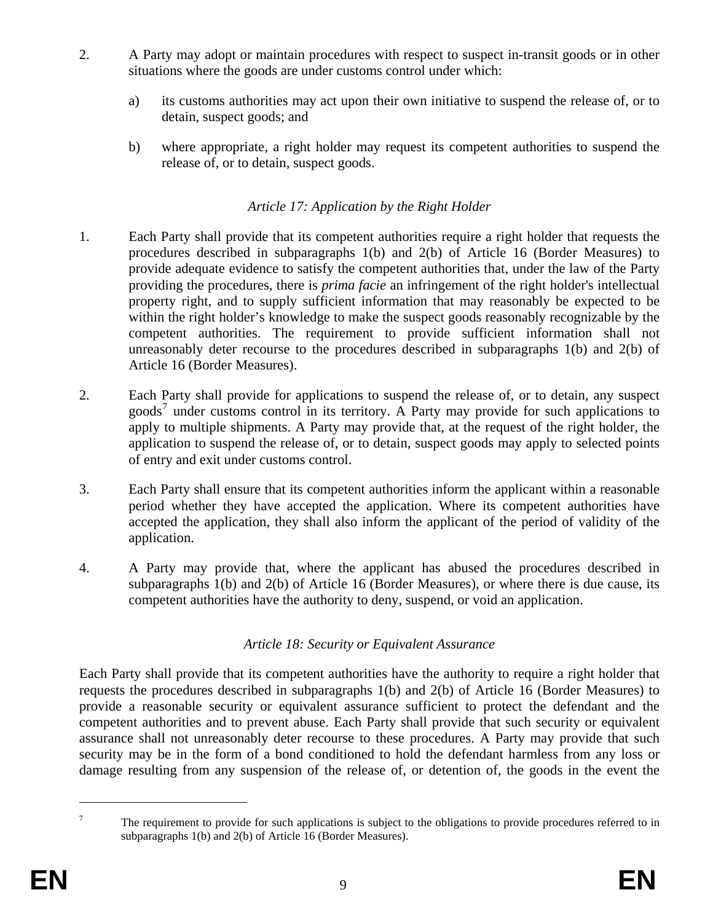2. A Party may adopt or maintain procedures with respect to suspect in-transit goods or in other situations where the goods are under customs control under which:

   a) its customs authorities may act upon their own initiative to suspend the release of, or to detain, suspect goods; and

   b) where appropriate, a right holder may request its competent authorities to suspend the release of, or to detain, suspect goods.

### *Article 17: Application by the Right Holder*

1. Each Party shall provide that its competent authorities require a right holder that requests the procedures described in subparagraphs 1(b) and 2(b) of Article 16 (Border Measures) to provide adequate evidence to satisfy the competent authorities that, under the law of the Party providing the procedures, there is *prima facie* an infringement of the right holder's intellectual property right, and to supply sufficient information that may reasonably be expected to be within the right holder's knowledge to make the suspect goods reasonably recognizable by the competent authorities. The requirement to provide sufficient information shall not unreasonably deter recourse to the procedures described in subparagraphs 1(b) and 2(b) of Article 16 (Border Measures).

2. Each Party shall provide for applications to suspend the release of, or to detain, any suspect goods[7] under customs control in its territory. A Party may provide for such applications to apply to multiple shipments. A Party may provide that, at the request of the right holder, the application to suspend the release of, or to detain, suspect goods may apply to selected points of entry and exit under customs control.

3. Each Party shall ensure that its competent authorities inform the applicant within a reasonable period whether they have accepted the application. Where its competent authorities have accepted the application, they shall also inform the applicant of the period of validity of the application.

4. A Party may provide that, where the applicant has abused the procedures described in subparagraphs 1(b) and 2(b) of Article 16 (Border Measures), or where there is due cause, its competent authorities have the authority to deny, suspend, or void an application.

### *Article 18: Security or Equivalent Assurance*

Each Party shall provide that its competent authorities have the authority to require a right holder that requests the procedures described in subparagraphs 1(b) and 2(b) of Article 16 (Border Measures) to provide a reasonable security or equivalent assurance sufficient to protect the defendant and the competent authorities and to prevent abuse. Each Party shall provide that such security or equivalent assurance shall not unreasonably deter recourse to these procedures. A Party may provide that such security may be in the form of a bond conditioned to hold the defendant harmless from any loss or damage resulting from any suspension of the release of, or detention of, the goods in the event the

---

[7] The requirement to provide for such applications is subject to the obligations to provide procedures referred to in subparagraphs 1(b) and 2(b) of Article 16 (Border Measures).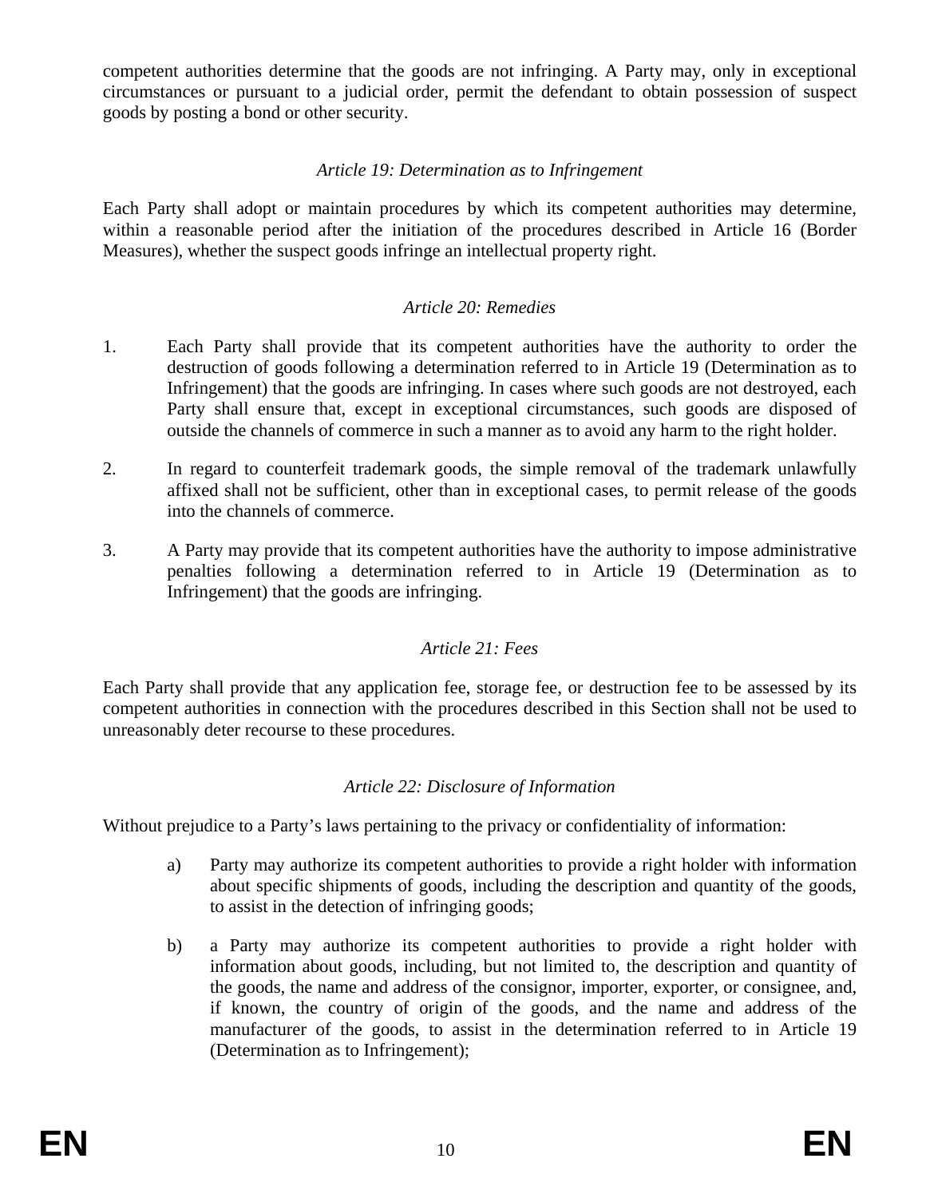competent authorities determine that the goods are not infringing. A Party may, only in exceptional circumstances or pursuant to a judicial order, permit the defendant to obtain possession of suspect goods by posting a bond or other security.

*Article 19: Determination as to Infringement*

Each Party shall adopt or maintain procedures by which its competent authorities may determine, within a reasonable period after the initiation of the procedures described in Article 16 (Border Measures), whether the suspect goods infringe an intellectual property right.

*Article 20: Remedies*

1. Each Party shall provide that its competent authorities have the authority to order the destruction of goods following a determination referred to in Article 19 (Determination as to Infringement) that the goods are infringing. In cases where such goods are not destroyed, each Party shall ensure that, except in exceptional circumstances, such goods are disposed of outside the channels of commerce in such a manner as to avoid any harm to the right holder.

2. In regard to counterfeit trademark goods, the simple removal of the trademark unlawfully affixed shall not be sufficient, other than in exceptional cases, to permit release of the goods into the channels of commerce.

3. A Party may provide that its competent authorities have the authority to impose administrative penalties following a determination referred to in Article 19 (Determination as to Infringement) that the goods are infringing.

*Article 21: Fees*

Each Party shall provide that any application fee, storage fee, or destruction fee to be assessed by its competent authorities in connection with the procedures described in this Section shall not be used to unreasonably deter recourse to these procedures.

*Article 22: Disclosure of Information*

Without prejudice to a Party's laws pertaining to the privacy or confidentiality of information:

a) Party may authorize its competent authorities to provide a right holder with information about specific shipments of goods, including the description and quantity of the goods, to assist in the detection of infringing goods;

b) a Party may authorize its competent authorities to provide a right holder with information about goods, including, but not limited to, the description and quantity of the goods, the name and address of the consignor, importer, exporter, or consignee, and, if known, the country of origin of the goods, and the name and address of the manufacturer of the goods, to assist in the determination referred to in Article 19 (Determination as to Infringement);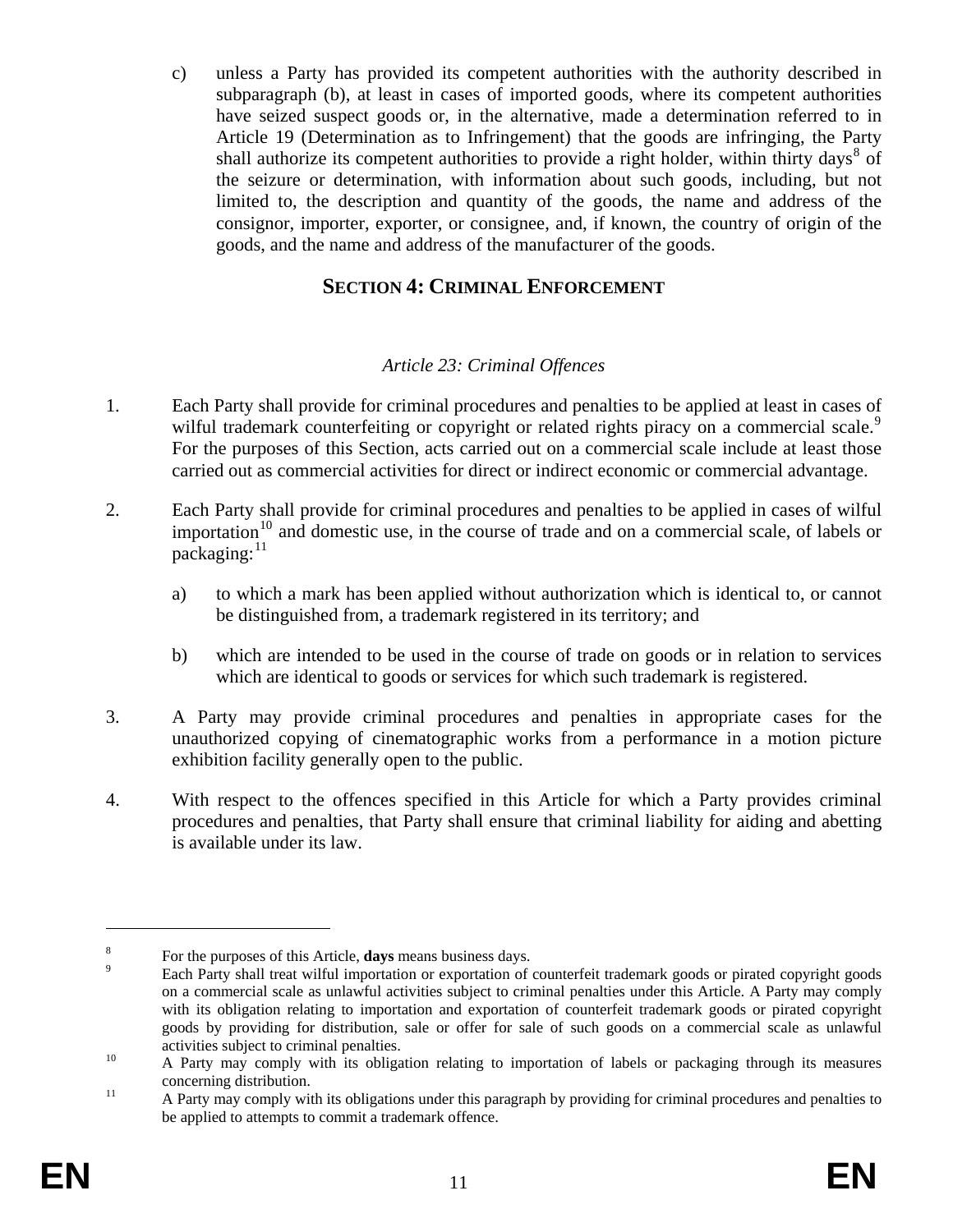c) unless a Party has provided its competent authorities with the authority described in subparagraph (b), at least in cases of imported goods, where its competent authorities have seized suspect goods or, in the alternative, made a determination referred to in Article 19 (Determination as to Infringement) that the goods are infringing, the Party shall authorize its competent authorities to provide a right holder, within thirty days[8] of the seizure or determination, with information about such goods, including, but not limited to, the description and quantity of the goods, the name and address of the consignor, importer, exporter, or consignee, and, if known, the country of origin of the goods, and the name and address of the manufacturer of the goods.

## SECTION 4: CRIMINAL ENFORCEMENT

### *Article 23: Criminal Offences*

1. Each Party shall provide for criminal procedures and penalties to be applied at least in cases of wilful trademark counterfeiting or copyright or related rights piracy on a commercial scale.[9] For the purposes of this Section, acts carried out on a commercial scale include at least those carried out as commercial activities for direct or indirect economic or commercial advantage.

2. Each Party shall provide for criminal procedures and penalties to be applied in cases of wilful importation[10] and domestic use, in the course of trade and on a commercial scale, of labels or packaging:[11]

   a) to which a mark has been applied without authorization which is identical to, or cannot be distinguished from, a trademark registered in its territory; and

   b) which are intended to be used in the course of trade on goods or in relation to services which are identical to goods or services for which such trademark is registered.

3. A Party may provide criminal procedures and penalties in appropriate cases for the unauthorized copying of cinematographic works from a performance in a motion picture exhibition facility generally open to the public.

4. With respect to the offences specified in this Article for which a Party provides criminal procedures and penalties, that Party shall ensure that criminal liability for aiding and abetting is available under its law.

---

[8] For the purposes of this Article, **days** means business days.

[9] Each Party shall treat wilful importation or exportation of counterfeit trademark goods or pirated copyright goods on a commercial scale as unlawful activities subject to criminal penalties under this Article. A Party may comply with its obligation relating to importation and exportation of counterfeit trademark goods or pirated copyright goods by providing for distribution, sale or offer for sale of such goods on a commercial scale as unlawful activities subject to criminal penalties.

[10] A Party may comply with its obligation relating to importation of labels or packaging through its measures concerning distribution.

[11] A Party may comply with its obligations under this paragraph by providing for criminal procedures and penalties to be applied to attempts to commit a trademark offence.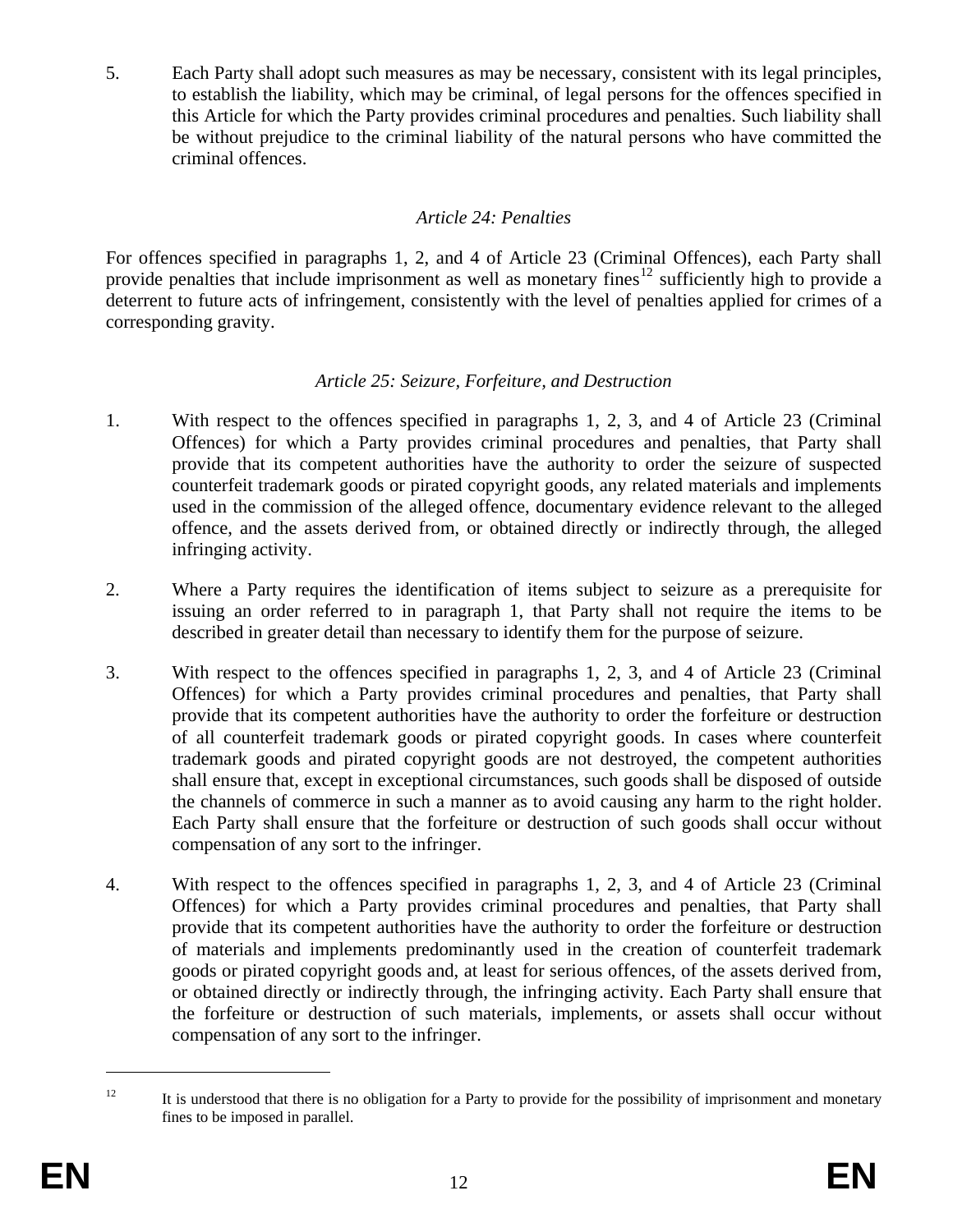5. Each Party shall adopt such measures as may be necessary, consistent with its legal principles, to establish the liability, which may be criminal, of legal persons for the offences specified in this Article for which the Party provides criminal procedures and penalties. Such liability shall be without prejudice to the criminal liability of the natural persons who have committed the criminal offences.

*Article 24: Penalties*

For offences specified in paragraphs 1, 2, and 4 of Article 23 (Criminal Offences), each Party shall provide penalties that include imprisonment as well as monetary fines[12] sufficiently high to provide a deterrent to future acts of infringement, consistently with the level of penalties applied for crimes of a corresponding gravity.

*Article 25: Seizure, Forfeiture, and Destruction*

1. With respect to the offences specified in paragraphs 1, 2, 3, and 4 of Article 23 (Criminal Offences) for which a Party provides criminal procedures and penalties, that Party shall provide that its competent authorities have the authority to order the seizure of suspected counterfeit trademark goods or pirated copyright goods, any related materials and implements used in the commission of the alleged offence, documentary evidence relevant to the alleged offence, and the assets derived from, or obtained directly or indirectly through, the alleged infringing activity.

2. Where a Party requires the identification of items subject to seizure as a prerequisite for issuing an order referred to in paragraph 1, that Party shall not require the items to be described in greater detail than necessary to identify them for the purpose of seizure.

3. With respect to the offences specified in paragraphs 1, 2, 3, and 4 of Article 23 (Criminal Offences) for which a Party provides criminal procedures and penalties, that Party shall provide that its competent authorities have the authority to order the forfeiture or destruction of all counterfeit trademark goods or pirated copyright goods. In cases where counterfeit trademark goods and pirated copyright goods are not destroyed, the competent authorities shall ensure that, except in exceptional circumstances, such goods shall be disposed of outside the channels of commerce in such a manner as to avoid causing any harm to the right holder. Each Party shall ensure that the forfeiture or destruction of such goods shall occur without compensation of any sort to the infringer.

4. With respect to the offences specified in paragraphs 1, 2, 3, and 4 of Article 23 (Criminal Offences) for which a Party provides criminal procedures and penalties, that Party shall provide that its competent authorities have the authority to order the forfeiture or destruction of materials and implements predominantly used in the creation of counterfeit trademark goods or pirated copyright goods and, at least for serious offences, of the assets derived from, or obtained directly or indirectly through, the infringing activity. Each Party shall ensure that the forfeiture or destruction of such materials, implements, or assets shall occur without compensation of any sort to the infringer.

---

[12] It is understood that there is no obligation for a Party to provide for the possibility of imprisonment and monetary fines to be imposed in parallel.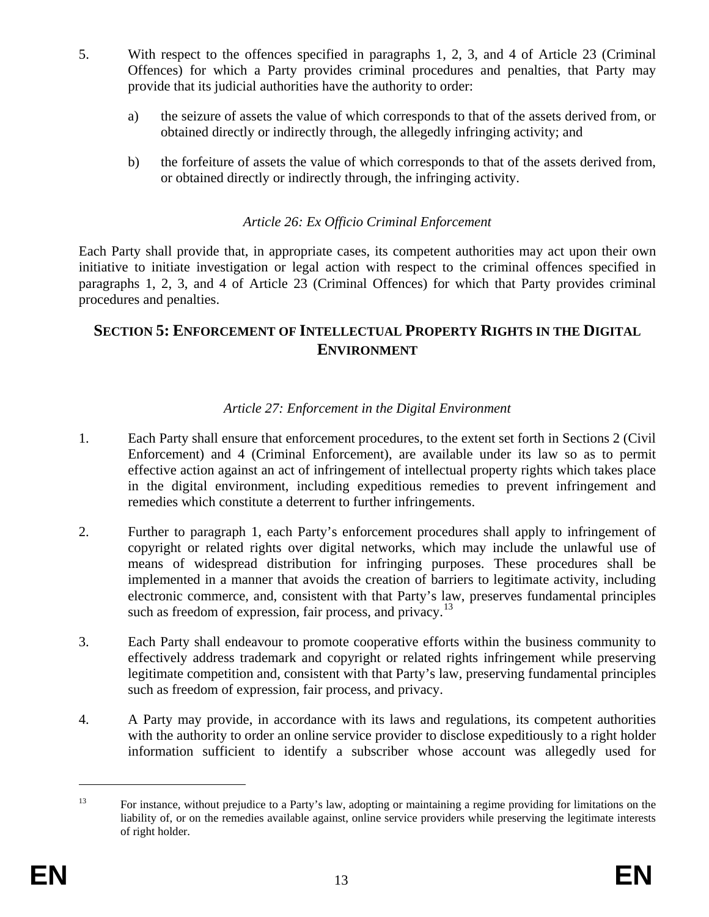5. With respect to the offences specified in paragraphs 1, 2, 3, and 4 of Article 23 (Criminal Offences) for which a Party provides criminal procedures and penalties, that Party may provide that its judicial authorities have the authority to order:

   a) the seizure of assets the value of which corresponds to that of the assets derived from, or obtained directly or indirectly through, the allegedly infringing activity; and

   b) the forfeiture of assets the value of which corresponds to that of the assets derived from, or obtained directly or indirectly through, the infringing activity.

*Article 26: Ex Officio Criminal Enforcement*

Each Party shall provide that, in appropriate cases, its competent authorities may act upon their own initiative to initiate investigation or legal action with respect to the criminal offences specified in paragraphs 1, 2, 3, and 4 of Article 23 (Criminal Offences) for which that Party provides criminal procedures and penalties.

## SECTION 5: ENFORCEMENT OF INTELLECTUAL PROPERTY RIGHTS IN THE DIGITAL ENVIRONMENT

*Article 27: Enforcement in the Digital Environment*

1. Each Party shall ensure that enforcement procedures, to the extent set forth in Sections 2 (Civil Enforcement) and 4 (Criminal Enforcement), are available under its law so as to permit effective action against an act of infringement of intellectual property rights which takes place in the digital environment, including expeditious remedies to prevent infringement and remedies which constitute a deterrent to further infringements.

2. Further to paragraph 1, each Party's enforcement procedures shall apply to infringement of copyright or related rights over digital networks, which may include the unlawful use of means of widespread distribution for infringing purposes. These procedures shall be implemented in a manner that avoids the creation of barriers to legitimate activity, including electronic commerce, and, consistent with that Party's law, preserves fundamental principles such as freedom of expression, fair process, and privacy.[13]

3. Each Party shall endeavour to promote cooperative efforts within the business community to effectively address trademark and copyright or related rights infringement while preserving legitimate competition and, consistent with that Party's law, preserving fundamental principles such as freedom of expression, fair process, and privacy.

4. A Party may provide, in accordance with its laws and regulations, its competent authorities with the authority to order an online service provider to disclose expeditiously to a right holder information sufficient to identify a subscriber whose account was allegedly used for

---

[13] For instance, without prejudice to a Party's law, adopting or maintaining a regime providing for limitations on the liability of, or on the remedies available against, online service providers while preserving the legitimate interests of right holder.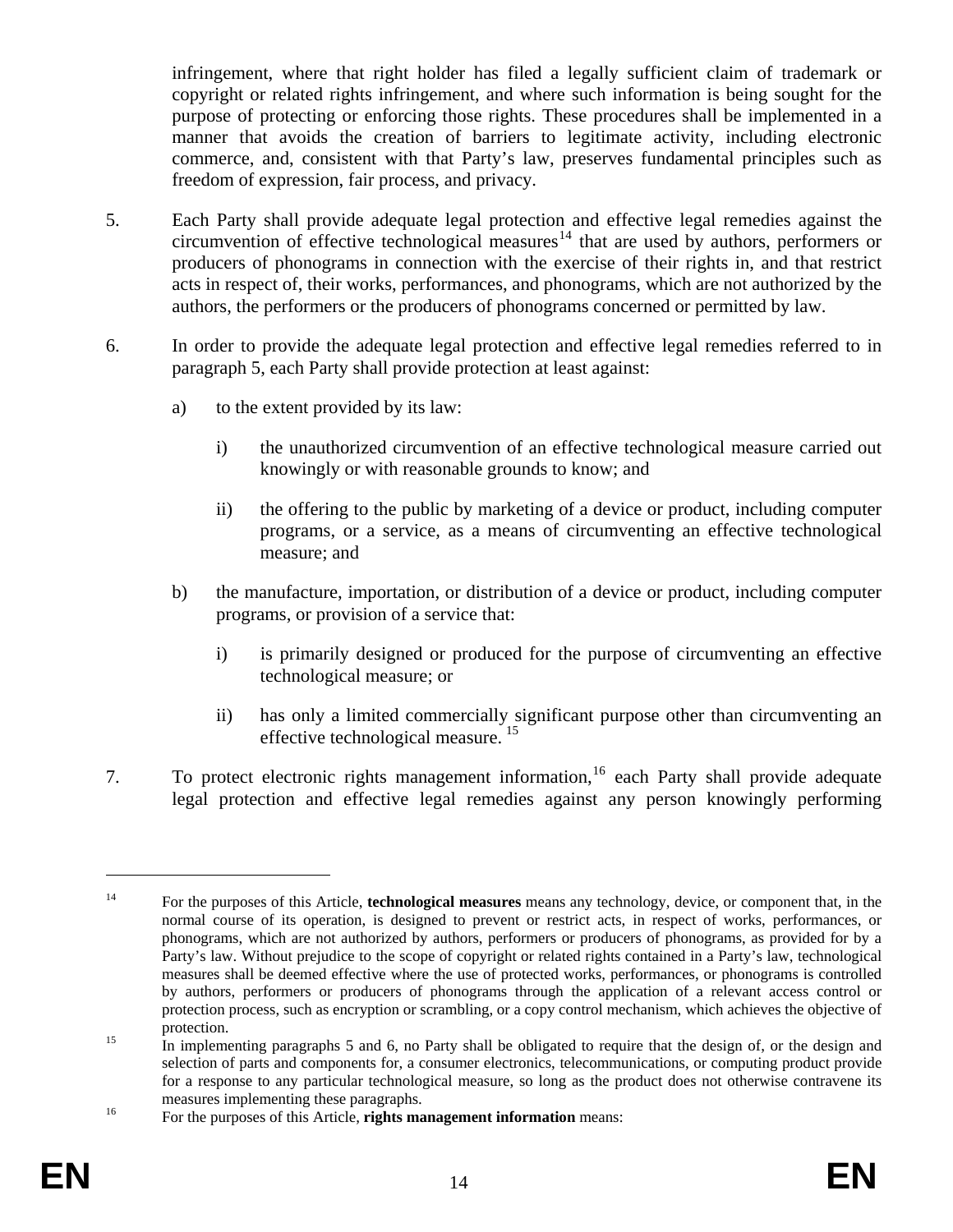infringement, where that right holder has filed a legally sufficient claim of trademark or copyright or related rights infringement, and where such information is being sought for the purpose of protecting or enforcing those rights. These procedures shall be implemented in a manner that avoids the creation of barriers to legitimate activity, including electronic commerce, and, consistent with that Party's law, preserves fundamental principles such as freedom of expression, fair process, and privacy.

5. Each Party shall provide adequate legal protection and effective legal remedies against the circumvention of effective technological measures[14] that are used by authors, performers or producers of phonograms in connection with the exercise of their rights in, and that restrict acts in respect of, their works, performances, and phonograms, which are not authorized by the authors, the performers or the producers of phonograms concerned or permitted by law.

6. In order to provide the adequate legal protection and effective legal remedies referred to in paragraph 5, each Party shall provide protection at least against:

   a) to the extent provided by its law:

      i) the unauthorized circumvention of an effective technological measure carried out knowingly or with reasonable grounds to know; and

      ii) the offering to the public by marketing of a device or product, including computer programs, or a service, as a means of circumventing an effective technological measure; and

   b) the manufacture, importation, or distribution of a device or product, including computer programs, or provision of a service that:

      i) is primarily designed or produced for the purpose of circumventing an effective technological measure; or

      ii) has only a limited commercially significant purpose other than circumventing an effective technological measure. [15]

7. To protect electronic rights management information,[16] each Party shall provide adequate legal protection and effective legal remedies against any person knowingly performing

---

[14] For the purposes of this Article, **technological measures** means any technology, device, or component that, in the normal course of its operation, is designed to prevent or restrict acts, in respect of works, performances, or phonograms, which are not authorized by authors, performers or producers of phonograms, as provided for by a Party's law. Without prejudice to the scope of copyright or related rights contained in a Party's law, technological measures shall be deemed effective where the use of protected works, performances, or phonograms is controlled by authors, performers or producers of phonograms through the application of a relevant access control or protection process, such as encryption or scrambling, or a copy control mechanism, which achieves the objective of protection.

[15] In implementing paragraphs 5 and 6, no Party shall be obligated to require that the design of, or the design and selection of parts and components for, a consumer electronics, telecommunications, or computing product provide for a response to any particular technological measure, so long as the product does not otherwise contravene its measures implementing these paragraphs.

[16] For the purposes of this Article, **rights management information** means: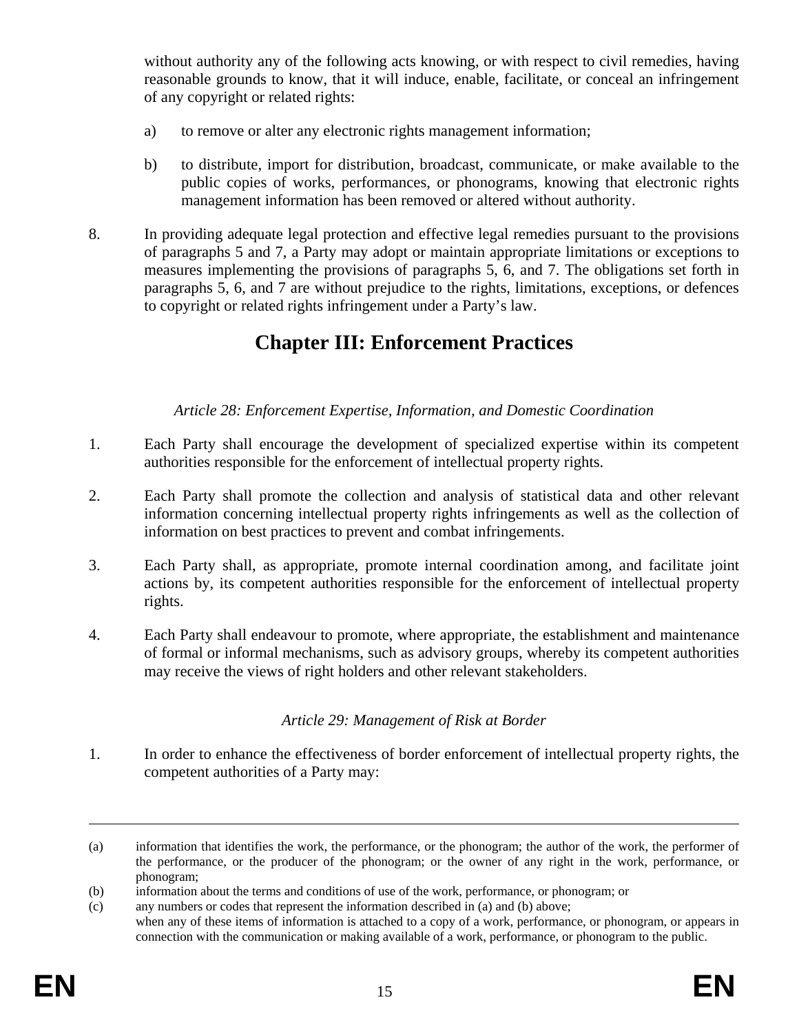without authority any of the following acts knowing, or with respect to civil remedies, having reasonable grounds to know, that it will induce, enable, facilitate, or conceal an infringement of any copyright or related rights:

a) to remove or alter any electronic rights management information;

b) to distribute, import for distribution, broadcast, communicate, or make available to the public copies of works, performances, or phonograms, knowing that electronic rights management information has been removed or altered without authority.

8. In providing adequate legal protection and effective legal remedies pursuant to the provisions of paragraphs 5 and 7, a Party may adopt or maintain appropriate limitations or exceptions to measures implementing the provisions of paragraphs 5, 6, and 7. The obligations set forth in paragraphs 5, 6, and 7 are without prejudice to the rights, limitations, exceptions, or defences to copyright or related rights infringement under a Party's law.

# Chapter III: Enforcement Practices

*Article 28: Enforcement Expertise, Information, and Domestic Coordination*

1. Each Party shall encourage the development of specialized expertise within its competent authorities responsible for the enforcement of intellectual property rights.

2. Each Party shall promote the collection and analysis of statistical data and other relevant information concerning intellectual property rights infringements as well as the collection of information on best practices to prevent and combat infringements.

3. Each Party shall, as appropriate, promote internal coordination among, and facilitate joint actions by, its competent authorities responsible for the enforcement of intellectual property rights.

4. Each Party shall endeavour to promote, where appropriate, the establishment and maintenance of formal or informal mechanisms, such as advisory groups, whereby its competent authorities may receive the views of right holders and other relevant stakeholders.

*Article 29: Management of Risk at Border*

1. In order to enhance the effectiveness of border enforcement of intellectual property rights, the competent authorities of a Party may:

---

(a) information that identifies the work, the performance, or the phonogram; the author of the work, the performer of the performance, or the producer of the phonogram; or the owner of any right in the work, performance, or phonogram;

(b) information about the terms and conditions of use of the work, performance, or phonogram; or

(c) any numbers or codes that represent the information described in (a) and (b) above;

when any of these items of information is attached to a copy of a work, performance, or phonogram, or appears in connection with the communication or making available of a work, performance, or phonogram to the public.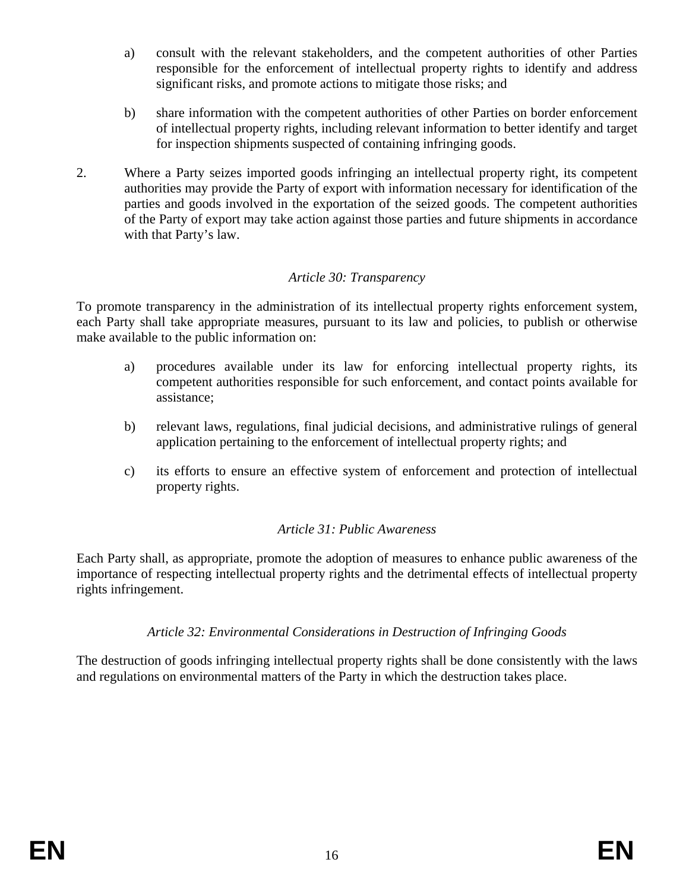a) consult with the relevant stakeholders, and the competent authorities of other Parties responsible for the enforcement of intellectual property rights to identify and address significant risks, and promote actions to mitigate those risks; and

b) share information with the competent authorities of other Parties on border enforcement of intellectual property rights, including relevant information to better identify and target for inspection shipments suspected of containing infringing goods.

2. Where a Party seizes imported goods infringing an intellectual property right, its competent authorities may provide the Party of export with information necessary for identification of the parties and goods involved in the exportation of the seized goods. The competent authorities of the Party of export may take action against those parties and future shipments in accordance with that Party's law.

*Article 30: Transparency*

To promote transparency in the administration of its intellectual property rights enforcement system, each Party shall take appropriate measures, pursuant to its law and policies, to publish or otherwise make available to the public information on:

a) procedures available under its law for enforcing intellectual property rights, its competent authorities responsible for such enforcement, and contact points available for assistance;

b) relevant laws, regulations, final judicial decisions, and administrative rulings of general application pertaining to the enforcement of intellectual property rights; and

c) its efforts to ensure an effective system of enforcement and protection of intellectual property rights.

*Article 31: Public Awareness*

Each Party shall, as appropriate, promote the adoption of measures to enhance public awareness of the importance of respecting intellectual property rights and the detrimental effects of intellectual property rights infringement.

*Article 32: Environmental Considerations in Destruction of Infringing Goods*

The destruction of goods infringing intellectual property rights shall be done consistently with the laws and regulations on environmental matters of the Party in which the destruction takes place.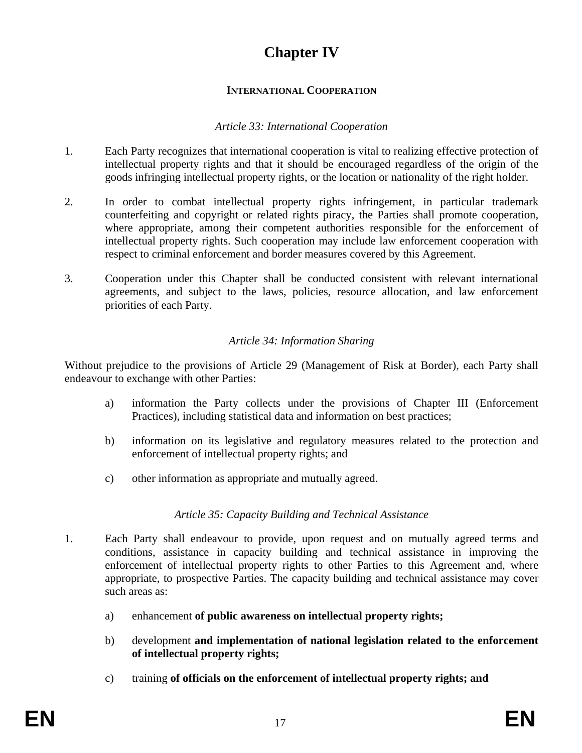# Chapter IV

## INTERNATIONAL COOPERATION

*Article 33: International Cooperation*

1. Each Party recognizes that international cooperation is vital to realizing effective protection of intellectual property rights and that it should be encouraged regardless of the origin of the goods infringing intellectual property rights, or the location or nationality of the right holder.

2. In order to combat intellectual property rights infringement, in particular trademark counterfeiting and copyright or related rights piracy, the Parties shall promote cooperation, where appropriate, among their competent authorities responsible for the enforcement of intellectual property rights. Such cooperation may include law enforcement cooperation with respect to criminal enforcement and border measures covered by this Agreement.

3. Cooperation under this Chapter shall be conducted consistent with relevant international agreements, and subject to the laws, policies, resource allocation, and law enforcement priorities of each Party.

*Article 34: Information Sharing*

Without prejudice to the provisions of Article 29 (Management of Risk at Border), each Party shall endeavour to exchange with other Parties:

a) information the Party collects under the provisions of Chapter III (Enforcement Practices), including statistical data and information on best practices;

b) information on its legislative and regulatory measures related to the protection and enforcement of intellectual property rights; and

c) other information as appropriate and mutually agreed.

*Article 35: Capacity Building and Technical Assistance*

1. Each Party shall endeavour to provide, upon request and on mutually agreed terms and conditions, assistance in capacity building and technical assistance in improving the enforcement of intellectual property rights to other Parties to this Agreement and, where appropriate, to prospective Parties. The capacity building and technical assistance may cover such areas as:

   a) enhancement **of public awareness on intellectual property rights;**

   b) development **and implementation of national legislation related to the enforcement of intellectual property rights;**

   c) training **of officials on the enforcement of intellectual property rights; and**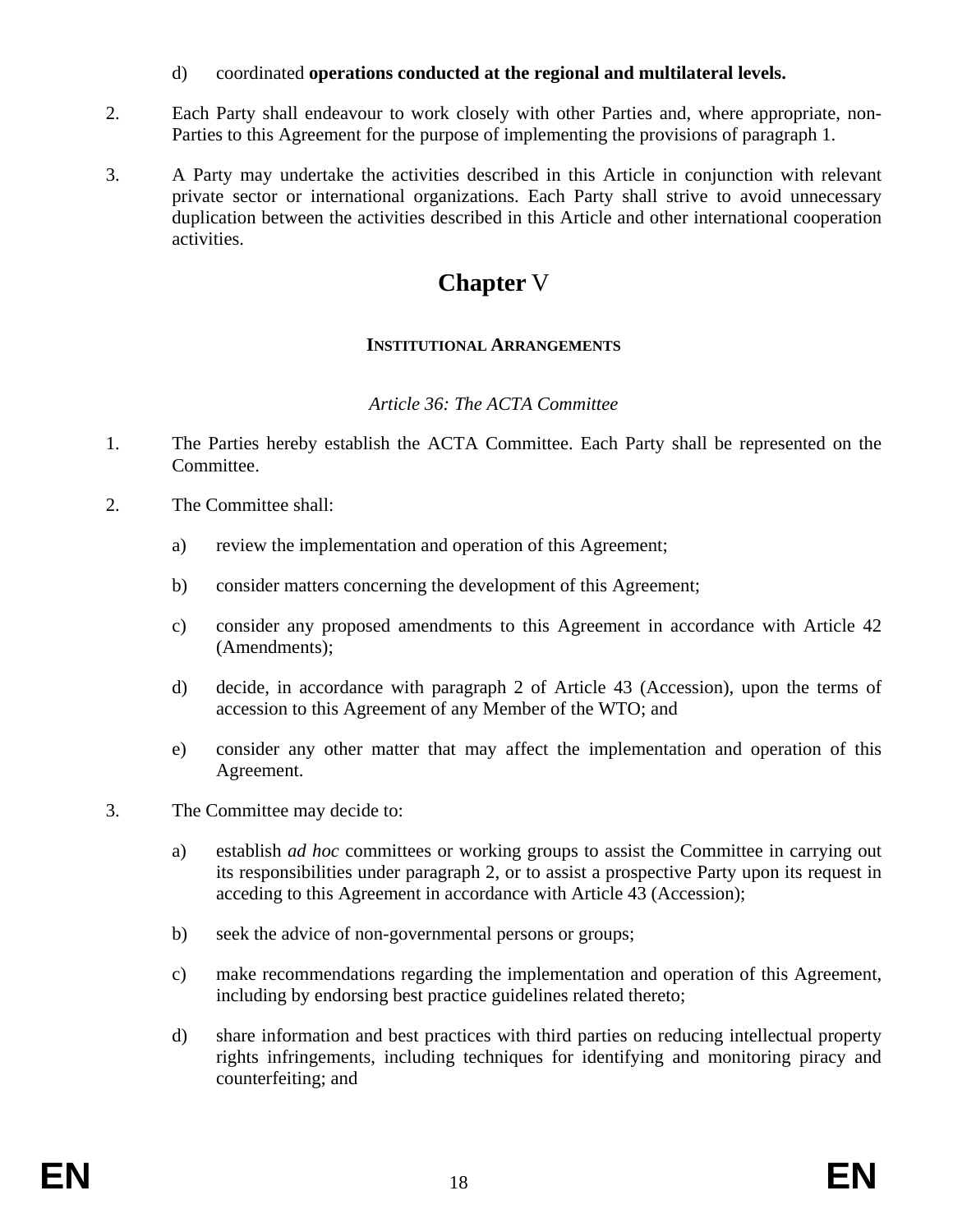d) coordinated **operations conducted at the regional and multilateral levels.**

2. Each Party shall endeavour to work closely with other Parties and, where appropriate, non-Parties to this Agreement for the purpose of implementing the provisions of paragraph 1.

3. A Party may undertake the activities described in this Article in conjunction with relevant private sector or international organizations. Each Party shall strive to avoid unnecessary duplication between the activities described in this Article and other international cooperation activities.

# **Chapter** V

## INSTITUTIONAL ARRANGEMENTS

*Article 36: The ACTA Committee*

1. The Parties hereby establish the ACTA Committee. Each Party shall be represented on the Committee.

2. The Committee shall:

   a) review the implementation and operation of this Agreement;

   b) consider matters concerning the development of this Agreement;

   c) consider any proposed amendments to this Agreement in accordance with Article 42 (Amendments);

   d) decide, in accordance with paragraph 2 of Article 43 (Accession), upon the terms of accession to this Agreement of any Member of the WTO; and

   e) consider any other matter that may affect the implementation and operation of this Agreement.

3. The Committee may decide to:

   a) establish *ad hoc* committees or working groups to assist the Committee in carrying out its responsibilities under paragraph 2, or to assist a prospective Party upon its request in acceding to this Agreement in accordance with Article 43 (Accession);

   b) seek the advice of non-governmental persons or groups;

   c) make recommendations regarding the implementation and operation of this Agreement, including by endorsing best practice guidelines related thereto;

   d) share information and best practices with third parties on reducing intellectual property rights infringements, including techniques for identifying and monitoring piracy and counterfeiting; and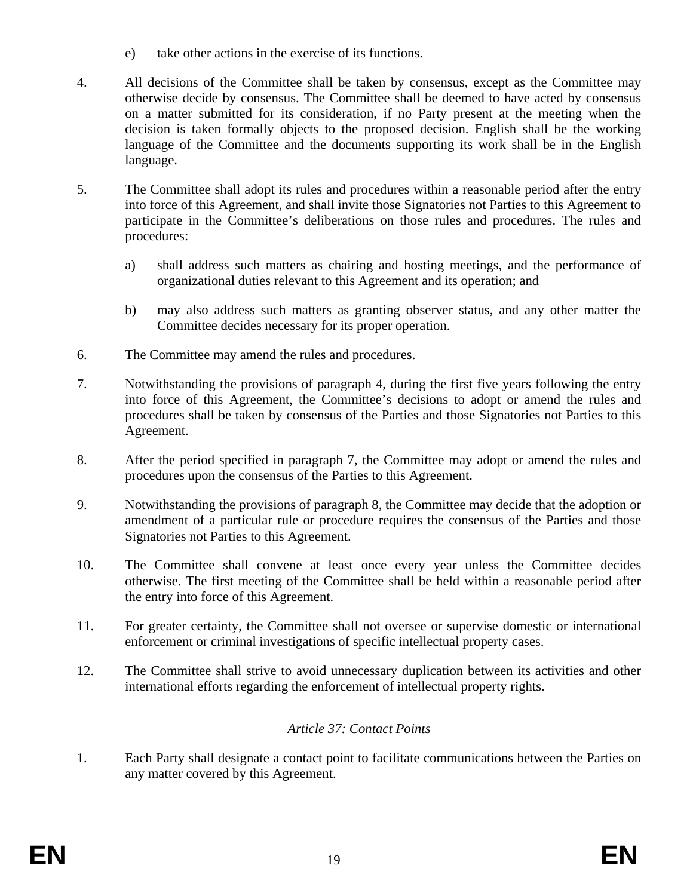e) take other actions in the exercise of its functions.

4. All decisions of the Committee shall be taken by consensus, except as the Committee may otherwise decide by consensus. The Committee shall be deemed to have acted by consensus on a matter submitted for its consideration, if no Party present at the meeting when the decision is taken formally objects to the proposed decision. English shall be the working language of the Committee and the documents supporting its work shall be in the English language.

5. The Committee shall adopt its rules and procedures within a reasonable period after the entry into force of this Agreement, and shall invite those Signatories not Parties to this Agreement to participate in the Committee's deliberations on those rules and procedures. The rules and procedures:

   a) shall address such matters as chairing and hosting meetings, and the performance of organizational duties relevant to this Agreement and its operation; and

   b) may also address such matters as granting observer status, and any other matter the Committee decides necessary for its proper operation.

6. The Committee may amend the rules and procedures.

7. Notwithstanding the provisions of paragraph 4, during the first five years following the entry into force of this Agreement, the Committee's decisions to adopt or amend the rules and procedures shall be taken by consensus of the Parties and those Signatories not Parties to this Agreement.

8. After the period specified in paragraph 7, the Committee may adopt or amend the rules and procedures upon the consensus of the Parties to this Agreement.

9. Notwithstanding the provisions of paragraph 8, the Committee may decide that the adoption or amendment of a particular rule or procedure requires the consensus of the Parties and those Signatories not Parties to this Agreement.

10. The Committee shall convene at least once every year unless the Committee decides otherwise. The first meeting of the Committee shall be held within a reasonable period after the entry into force of this Agreement.

11. For greater certainty, the Committee shall not oversee or supervise domestic or international enforcement or criminal investigations of specific intellectual property cases.

12. The Committee shall strive to avoid unnecessary duplication between its activities and other international efforts regarding the enforcement of intellectual property rights.

### *Article 37: Contact Points*

1. Each Party shall designate a contact point to facilitate communications between the Parties on any matter covered by this Agreement.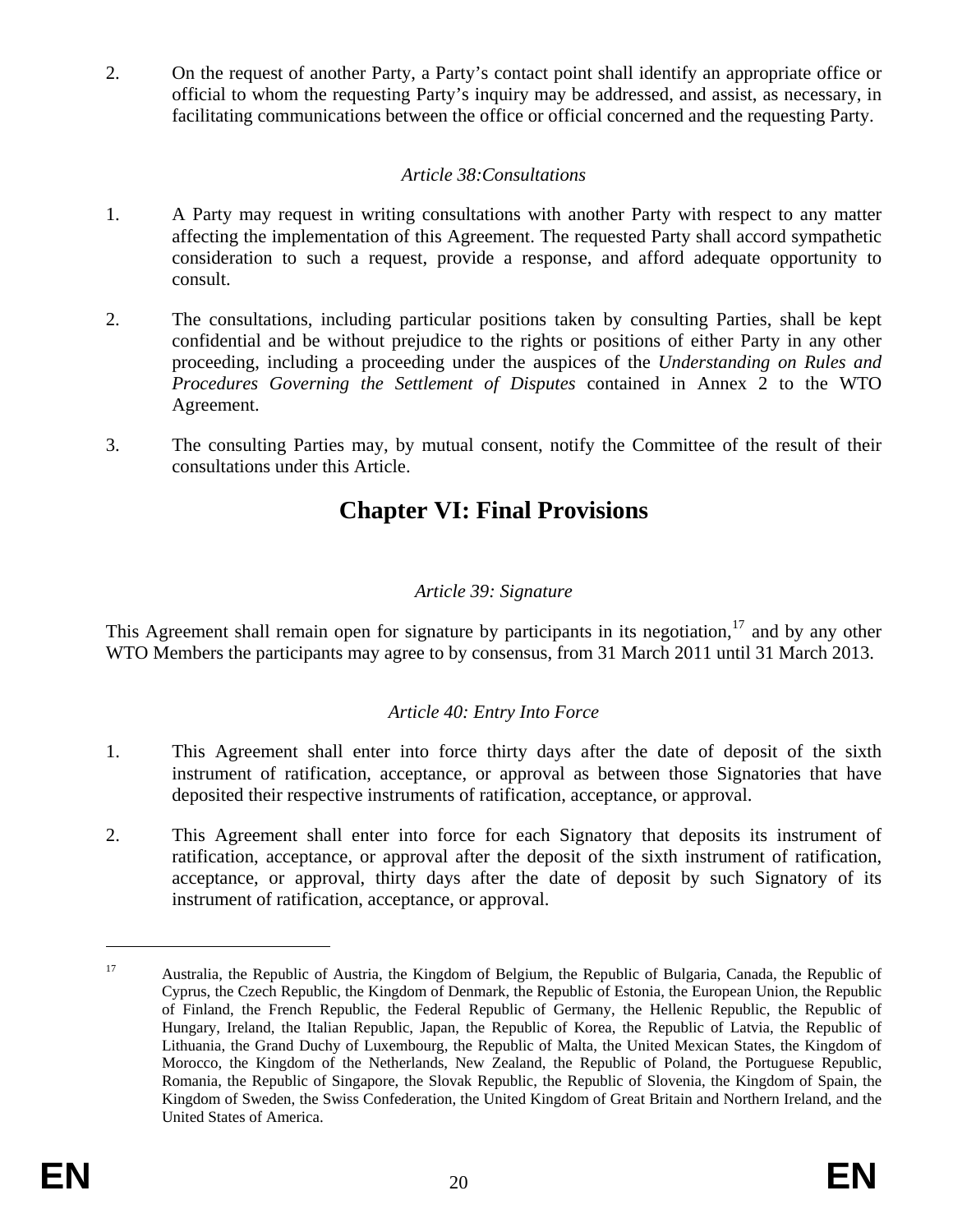2. On the request of another Party, a Party's contact point shall identify an appropriate office or official to whom the requesting Party's inquiry may be addressed, and assist, as necessary, in facilitating communications between the office or official concerned and the requesting Party.

*Article 38:Consultations*

1. A Party may request in writing consultations with another Party with respect to any matter affecting the implementation of this Agreement. The requested Party shall accord sympathetic consideration to such a request, provide a response, and afford adequate opportunity to consult.

2. The consultations, including particular positions taken by consulting Parties, shall be kept confidential and be without prejudice to the rights or positions of either Party in any other proceeding, including a proceeding under the auspices of the *Understanding on Rules and Procedures Governing the Settlement of Disputes* contained in Annex 2 to the WTO Agreement.

3. The consulting Parties may, by mutual consent, notify the Committee of the result of their consultations under this Article.

# Chapter VI: Final Provisions

*Article 39: Signature*

This Agreement shall remain open for signature by participants in its negotiation,[17] and by any other WTO Members the participants may agree to by consensus, from 31 March 2011 until 31 March 2013.

*Article 40: Entry Into Force*

1. This Agreement shall enter into force thirty days after the date of deposit of the sixth instrument of ratification, acceptance, or approval as between those Signatories that have deposited their respective instruments of ratification, acceptance, or approval.

2. This Agreement shall enter into force for each Signatory that deposits its instrument of ratification, acceptance, or approval after the deposit of the sixth instrument of ratification, acceptance, or approval, thirty days after the date of deposit by such Signatory of its instrument of ratification, acceptance, or approval.

[17] Australia, the Republic of Austria, the Kingdom of Belgium, the Republic of Bulgaria, Canada, the Republic of Cyprus, the Czech Republic, the Kingdom of Denmark, the Republic of Estonia, the European Union, the Republic of Finland, the French Republic, the Federal Republic of Germany, the Hellenic Republic, the Republic of Hungary, Ireland, the Italian Republic, Japan, the Republic of Korea, the Republic of Latvia, the Republic of Lithuania, the Grand Duchy of Luxembourg, the Republic of Malta, the United Mexican States, the Kingdom of Morocco, the Kingdom of the Netherlands, New Zealand, the Republic of Poland, the Portuguese Republic, Romania, the Republic of Singapore, the Slovak Republic, the Republic of Slovenia, the Kingdom of Spain, the Kingdom of Sweden, the Swiss Confederation, the United Kingdom of Great Britain and Northern Ireland, and the United States of America.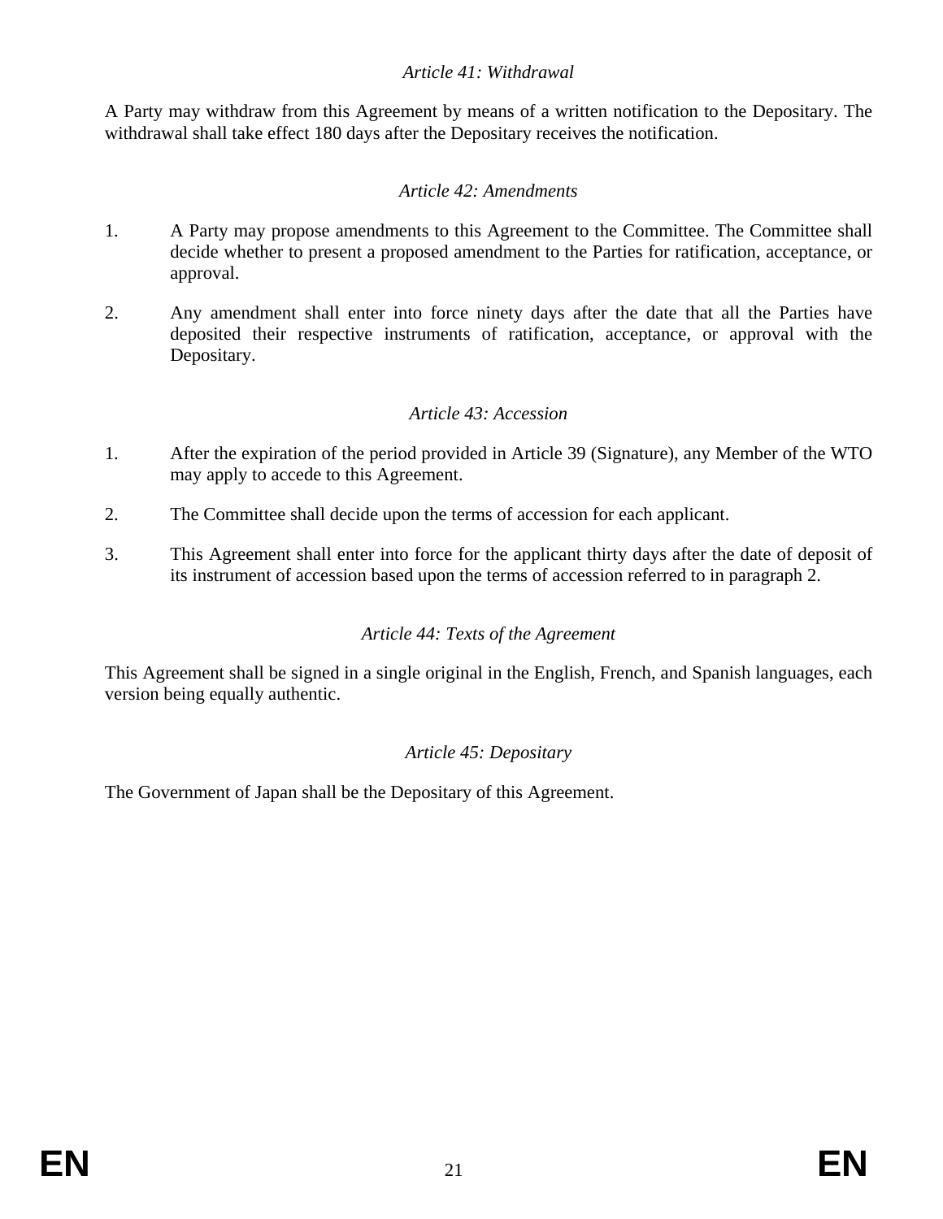*Article 41: Withdrawal*

A Party may withdraw from this Agreement by means of a written notification to the Depositary. The withdrawal shall take effect 180 days after the Depositary receives the notification.

*Article 42: Amendments*

1. A Party may propose amendments to this Agreement to the Committee. The Committee shall decide whether to present a proposed amendment to the Parties for ratification, acceptance, or approval.

2. Any amendment shall enter into force ninety days after the date that all the Parties have deposited their respective instruments of ratification, acceptance, or approval with the Depositary.

*Article 43: Accession*

1. After the expiration of the period provided in Article 39 (Signature), any Member of the WTO may apply to accede to this Agreement.

2. The Committee shall decide upon the terms of accession for each applicant.

3. This Agreement shall enter into force for the applicant thirty days after the date of deposit of its instrument of accession based upon the terms of accession referred to in paragraph 2.

*Article 44: Texts of the Agreement*

This Agreement shall be signed in a single original in the English, French, and Spanish languages, each version being equally authentic.

*Article 45: Depositary*

The Government of Japan shall be the Depositary of this Agreement.